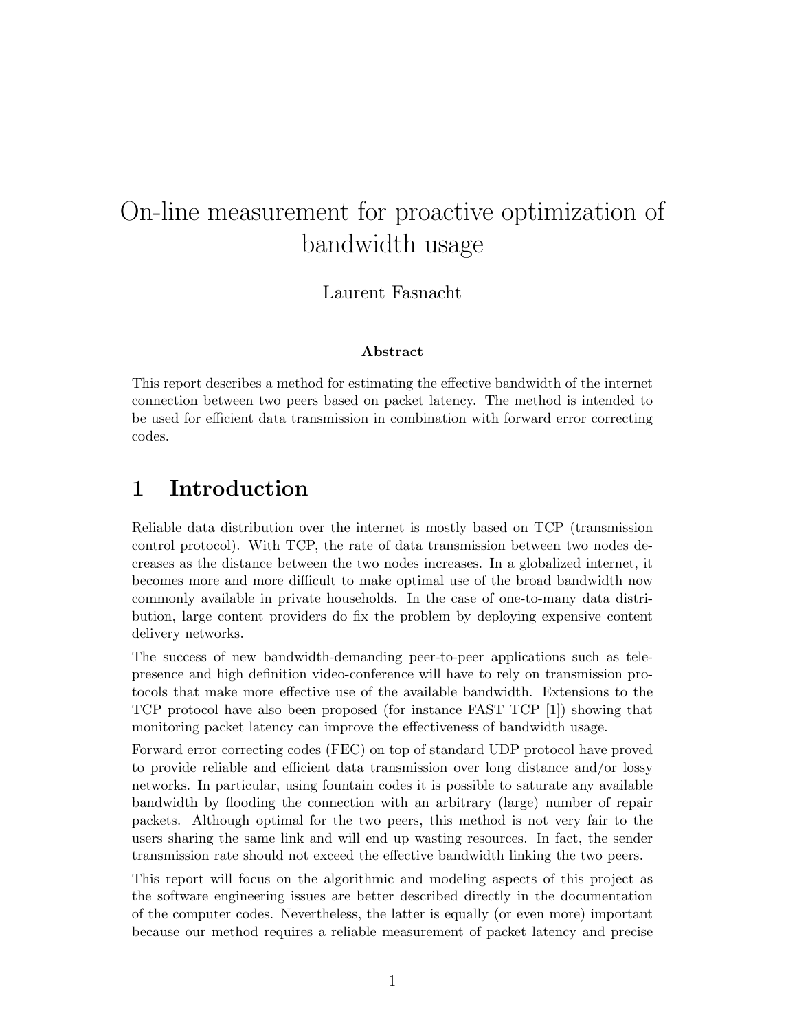# On-line measurement for proactive optimization of bandwidth usage

Laurent Fasnacht

**Abstract**

This report describes a method for estimating the effective bandwidth of the internet connection between two peers based on packet latency. The method is intended to be used for efficient data transmission in combination with forward error correcting codes.

## 1 Introduction

Reliable data distribution over the internet is mostly based on TCP (transmission control protocol). With TCP, the rate of data transmission between two nodes decreases as the distance between the two nodes increases. In a globalized internet, it becomes more and more difficult to make optimal use of the broad bandwidth now commonly available in private households. In the case of one-to-many data distribution, large content providers do fix the problem by deploying expensive content delivery networks.

The success of new bandwidth-demanding peer-to-peer applications such as telepresence and high definition video-conference will have to rely on transmission protocols that make more effective use of the available bandwidth. Extensions to the TCP protocol have also been proposed (for instance FAST TCP [1]) showing that monitoring packet latency can improve the effectiveness of bandwidth usage.

Forward error correcting codes (FEC) on top of standard UDP protocol have proved to provide reliable and efficient data transmission over long distance and/or lossy networks. In particular, using fountain codes it is possible to saturate any available bandwidth by flooding the connection with an arbitrary (large) number of repair packets. Although optimal for the two peers, this method is not very fair to the users sharing the same link and will end up wasting resources. In fact, the sender transmission rate should not exceed the effective bandwidth linking the two peers.

This report will focus on the algorithmic and modeling aspects of this project as the software engineering issues are better described directly in the documentation of the computer codes. Nevertheless, the latter is equally (or even more) important because our method requires a reliable measurement of packet latency and precise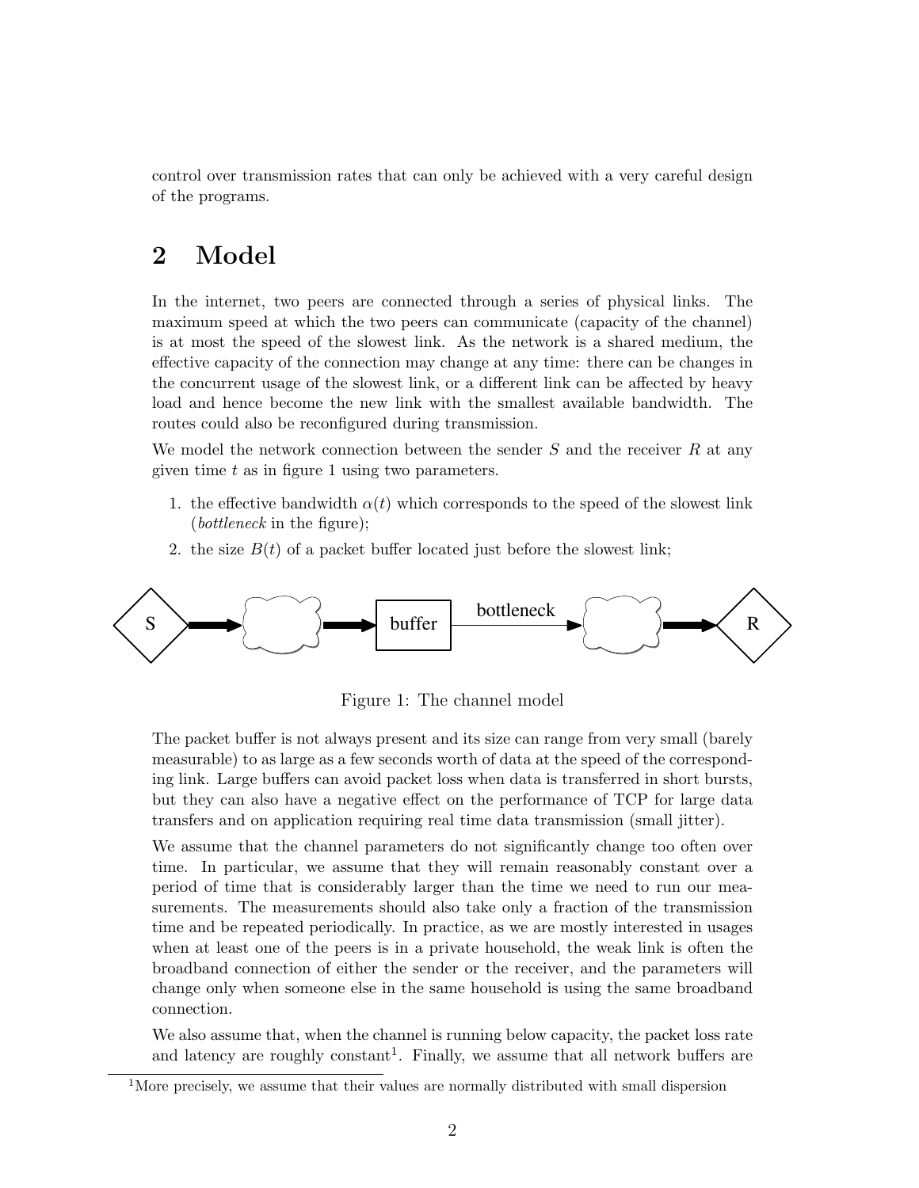control over transmission rates that can only be achieved with a very careful design of the programs.

# 2 Model

In the internet, two peers are connected through a series of physical links. The maximum speed at which the two peers can communicate (capacity of the channel) is at most the speed of the slowest link. As the network is a shared medium, the effective capacity of the connection may change at any time: there can be changes in the concurrent usage of the slowest link, or a different link can be affected by heavy load and hence become the new link with the smallest available bandwidth. The routes could also be reconfigured during transmission.

We model the network connection between the sender $S$ and the receiver $R$ at any given time $t$ as in figure 1 using two parameters.

1. the effective bandwidth $\alpha(t)$ which corresponds to the speed of the slowest link (*bottleneck* in the figure);
2. the size $B(t)$ of a packet buffer located just before the slowest link;

Figure 1: The channel model

The packet buffer is not always present and its size can range from very small (barely measurable) to as large as a few seconds worth of data at the speed of the corresponding link. Large buffers can avoid packet loss when data is transferred in short bursts, but they can also have a negative effect on the performance of TCP for large data transfers and on application requiring real time data transmission (small jitter).

We assume that the channel parameters do not significantly change too often over time. In particular, we assume that they will remain reasonably constant over a period of time that is considerably larger than the time we need to run our measurements. The measurements should also take only a fraction of the transmission time and be repeated periodically. In practice, as we are mostly interested in usages when at least one of the peers is in a private household, the weak link is often the broadband connection of either the sender or the receiver, and the parameters will change only when someone else in the same household is using the same broadband connection.

We also assume that, when the channel is running below capacity, the packet loss rate and latency are roughly constant[1]. Finally, we assume that all network buffers are

[1] More precisely, we assume that their values are normally distributed with small dispersion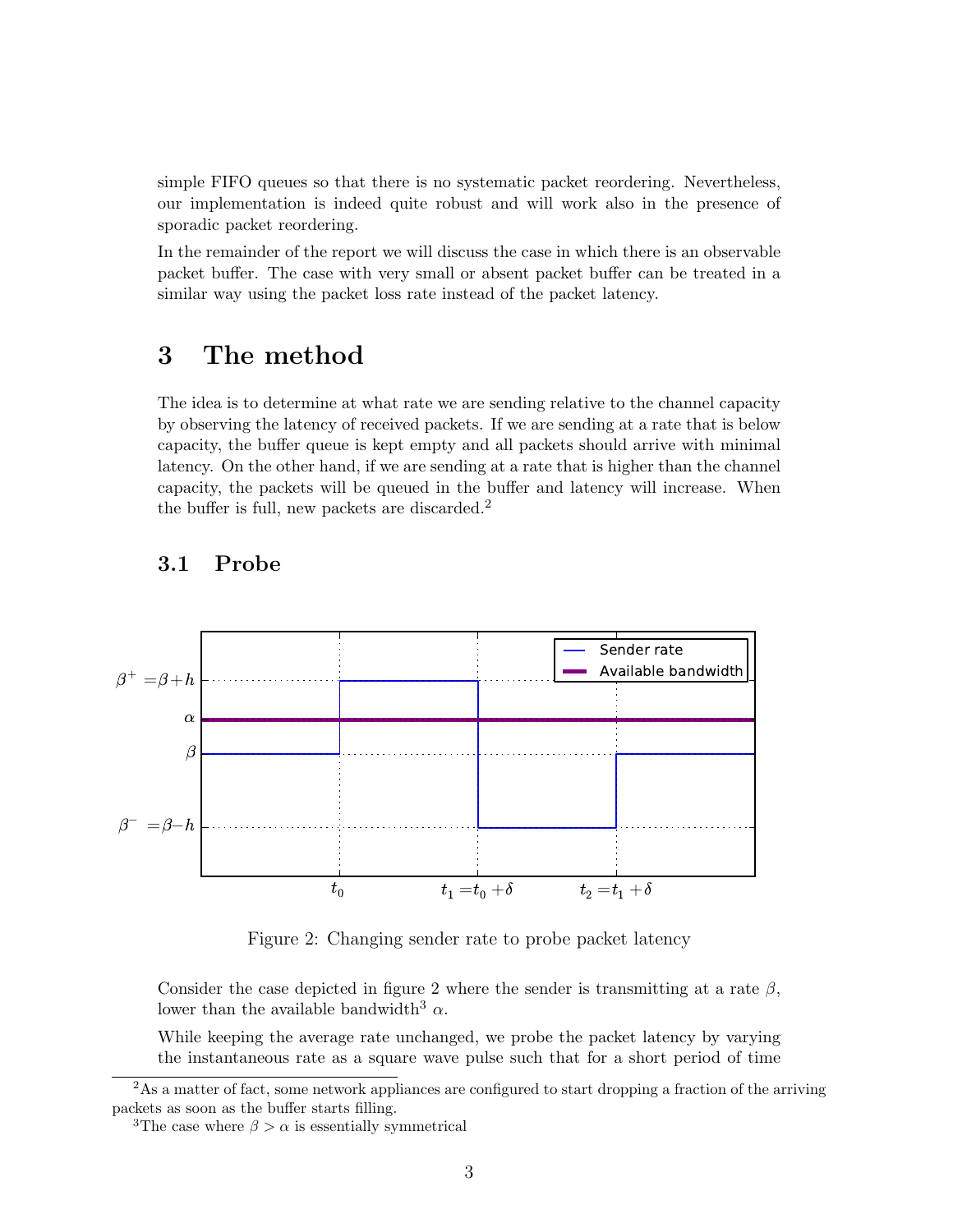simple FIFO queues so that there is no systematic packet reordering. Nevertheless, our implementation is indeed quite robust and will work also in the presence of sporadic packet reordering.

In the remainder of the report we will discuss the case in which there is an observable packet buffer. The case with very small or absent packet buffer can be treated in a similar way using the packet loss rate instead of the packet latency.

# 3 The method

The idea is to determine at what rate we are sending relative to the channel capacity by observing the latency of received packets. If we are sending at a rate that is below capacity, the buffer queue is kept empty and all packets should arrive with minimal latency. On the other hand, if we are sending at a rate that is higher than the channel capacity, the packets will be queued in the buffer and latency will increase. When the buffer is full, new packets are discarded.[2]

## 3.1 Probe

Figure 2: Changing sender rate to probe packet latency

Consider the case depicted in figure 2 where the sender is transmitting at a rate $\beta$, lower than the available bandwidth[3] $\alpha$.

While keeping the average rate unchanged, we probe the packet latency by varying the instantaneous rate as a square wave pulse such that for a short period of time

[2] As a matter of fact, some network appliances are configured to start dropping a fraction of the arriving packets as soon as the buffer starts filling.

[3] The case where $\beta > \alpha$ is essentially symmetrical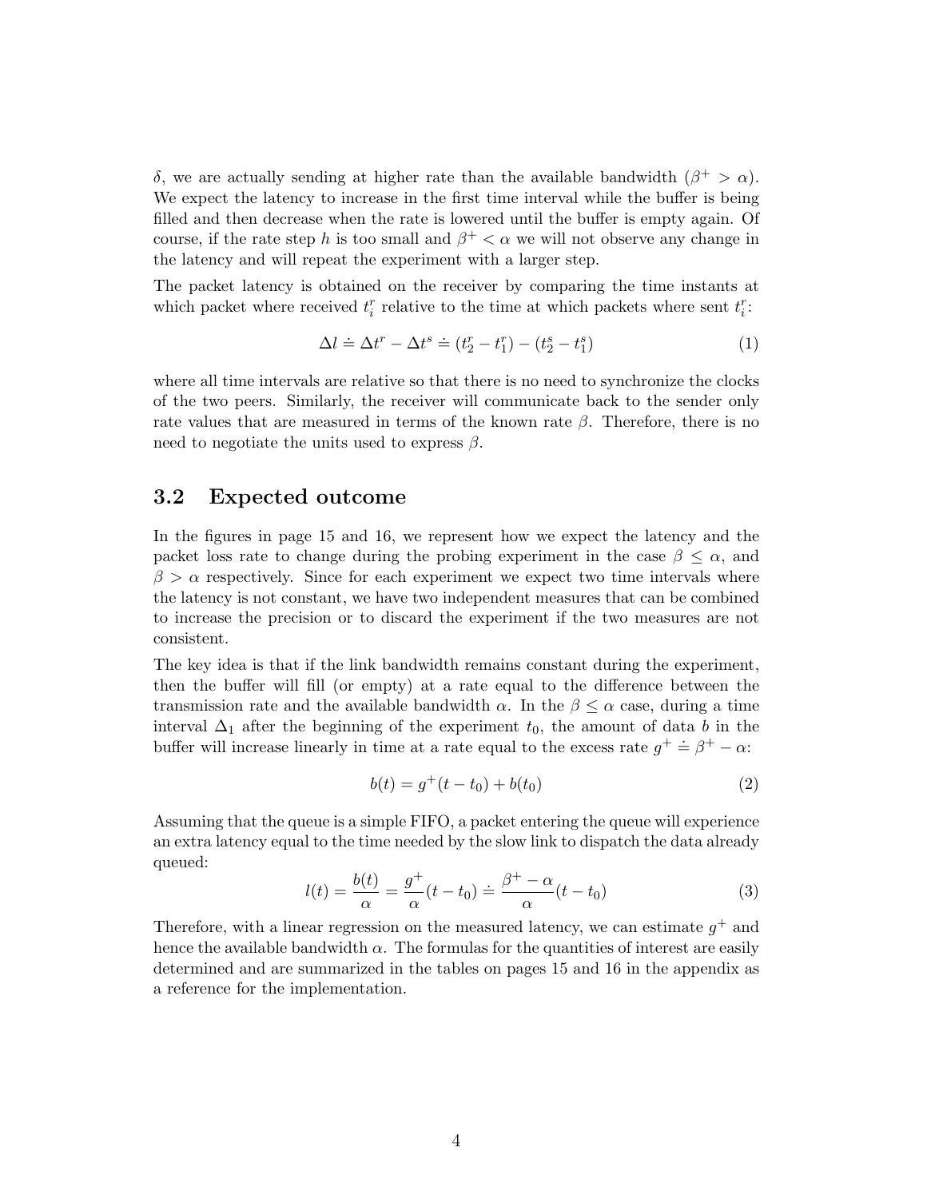$\delta$, we are actually sending at higher rate than the available bandwidth ($\beta^+ > \alpha$). We expect the latency to increase in the first time interval while the buffer is being filled and then decrease when the rate is lowered until the buffer is empty again. Of course, if the rate step $h$ is too small and $\beta^+ < \alpha$ we will not observe any change in the latency and will repeat the experiment with a larger step.

The packet latency is obtained on the receiver by comparing the time instants at which packet where received $t_i^r$ relative to the time at which packets where sent $t_i^r$:

$$\Delta l \doteq \Delta t^r - \Delta t^s \doteq (t_2^r - t_1^r) - (t_2^s - t_1^s) \tag{1}$$

where all time intervals are relative so that there is no need to synchronize the clocks of the two peers. Similarly, the receiver will communicate back to the sender only rate values that are measured in terms of the known rate $\beta$. Therefore, there is no need to negotiate the units used to express $\beta$.

## 3.2 Expected outcome

In the figures in page 15 and 16, we represent how we expect the latency and the packet loss rate to change during the probing experiment in the case $\beta \leq \alpha$, and $\beta > \alpha$ respectively. Since for each experiment we expect two time intervals where the latency is not constant, we have two independent measures that can be combined to increase the precision or to discard the experiment if the two measures are not consistent.

The key idea is that if the link bandwidth remains constant during the experiment, then the buffer will fill (or empty) at a rate equal to the difference between the transmission rate and the available bandwidth $\alpha$. In the $\beta \leq \alpha$ case, during a time interval $\Delta_1$ after the beginning of the experiment $t_0$, the amount of data $b$ in the buffer will increase linearly in time at a rate equal to the excess rate $g^+ \doteq \beta^+ - \alpha$:

$$b(t) = g^+(t - t_0) + b(t_0) \tag{2}$$

Assuming that the queue is a simple FIFO, a packet entering the queue will experience an extra latency equal to the time needed by the slow link to dispatch the data already queued:

$$l(t) = \frac{b(t)}{\alpha} = \frac{g^+}{\alpha}(t - t_0) \doteq \frac{\beta^+ - \alpha}{\alpha}(t - t_0) \tag{3}$$

Therefore, with a linear regression on the measured latency, we can estimate $g^+$ and hence the available bandwidth $\alpha$. The formulas for the quantities of interest are easily determined and are summarized in the tables on pages 15 and 16 in the appendix as a reference for the implementation.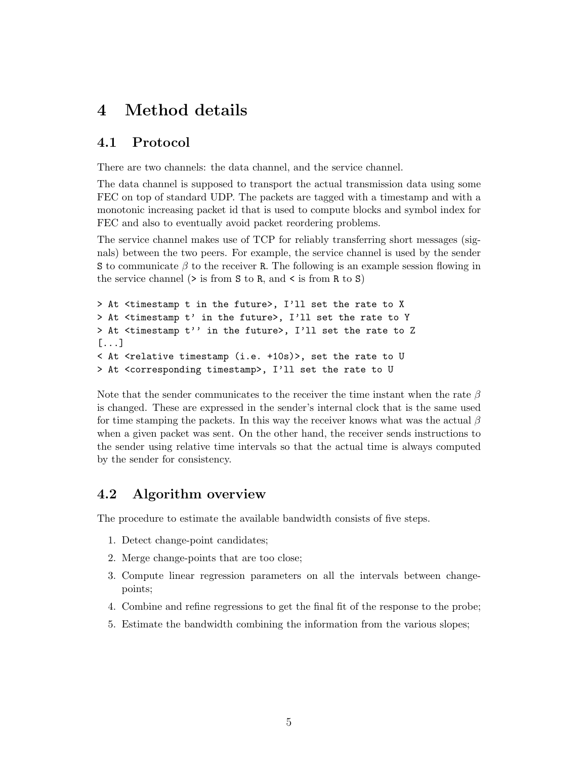# 4 Method details

## 4.1 Protocol

There are two channels: the data channel, and the service channel.

The data channel is supposed to transport the actual transmission data using some FEC on top of standard UDP. The packets are tagged with a timestamp and with a monotonic increasing packet id that is used to compute blocks and symbol index for FEC and also to eventually avoid packet reordering problems.

The service channel makes use of TCP for reliably transferring short messages (signals) between the two peers. For example, the service channel is used by the sender S to communicate $\beta$ to the receiver R. The following is an example session flowing in the service channel (> is from S to R, and < is from R to S)

```
> At <timestamp t in the future>, I'll set the rate to X
> At <timestamp t' in the future>, I'll set the rate to Y
> At <timestamp t'' in the future>, I'll set the rate to Z
[...]
< At <relative timestamp (i.e. +10s)>, set the rate to U
> At <corresponding timestamp>, I'll set the rate to U
```

Note that the sender communicates to the receiver the time instant when the rate $\beta$ is changed. These are expressed in the sender's internal clock that is the same used for time stamping the packets. In this way the receiver knows what was the actual $\beta$ when a given packet was sent. On the other hand, the receiver sends instructions to the sender using relative time intervals so that the actual time is always computed by the sender for consistency.

## 4.2 Algorithm overview

The procedure to estimate the available bandwidth consists of five steps.

1. Detect change-point candidates;
2. Merge change-points that are too close;
3. Compute linear regression parameters on all the intervals between change-points;
4. Combine and refine regressions to get the final fit of the response to the probe;
5. Estimate the bandwidth combining the information from the various slopes;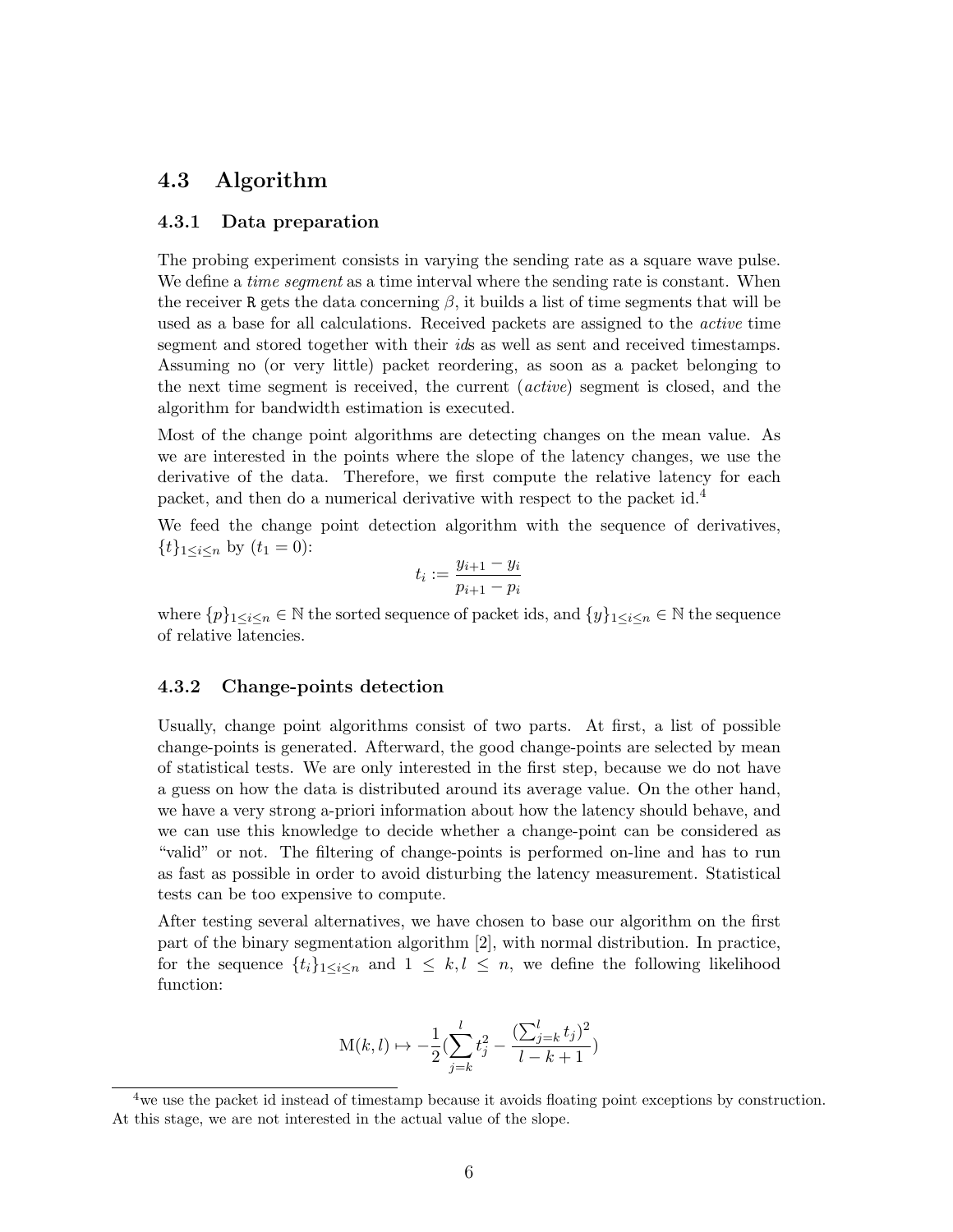## 4.3 Algorithm

### 4.3.1 Data preparation

The probing experiment consists in varying the sending rate as a square wave pulse. We define a *time segment* as a time interval where the sending rate is constant. When the receiver R gets the data concerning $\beta$, it builds a list of time segments that will be used as a base for all calculations. Received packets are assigned to the *active* time segment and stored together with their *id*s as well as sent and received timestamps. Assuming no (or very little) packet reordering, as soon as a packet belonging to the next time segment is received, the current (*active*) segment is closed, and the algorithm for bandwidth estimation is executed.

Most of the change point algorithms are detecting changes on the mean value. As we are interested in the points where the slope of the latency changes, we use the derivative of the data. Therefore, we first compute the relative latency for each packet, and then do a numerical derivative with respect to the packet id.[4]

We feed the change point detection algorithm with the sequence of derivatives, $\{t\}_{1 \le i \le n}$ by ($t_1 = 0$):

$$t_i := \frac{y_{i+1} - y_i}{p_{i+1} - p_i}$$

where $\{p\}_{1 \le i \le n} \in \mathbb{N}$ the sorted sequence of packet ids, and $\{y\}_{1 \le i \le n} \in \mathbb{N}$ the sequence of relative latencies.

### 4.3.2 Change-points detection

Usually, change point algorithms consist of two parts. At first, a list of possible change-points is generated. Afterward, the good change-points are selected by mean of statistical tests. We are only interested in the first step, because we do not have a guess on how the data is distributed around its average value. On the other hand, we have a very strong a-priori information about how the latency should behave, and we can use this knowledge to decide whether a change-point can be considered as "valid" or not. The filtering of change-points is performed on-line and has to run as fast as possible in order to avoid disturbing the latency measurement. Statistical tests can be too expensive to compute.

After testing several alternatives, we have chosen to base our algorithm on the first part of the binary segmentation algorithm [2], with normal distribution. In practice, for the sequence $\{t_i\}_{1 \le i \le n}$ and $1 \le k, l \le n$, we define the following likelihood function:

$$\mathrm{M}(k, l) \mapsto -\frac{1}{2}\left(\sum_{j=k}^{l} t_j^2 - \frac{(\sum_{j=k}^{l} t_j)^2}{l - k + 1}\right)$$

[4] we use the packet id instead of timestamp because it avoids floating point exceptions by construction. At this stage, we are not interested in the actual value of the slope.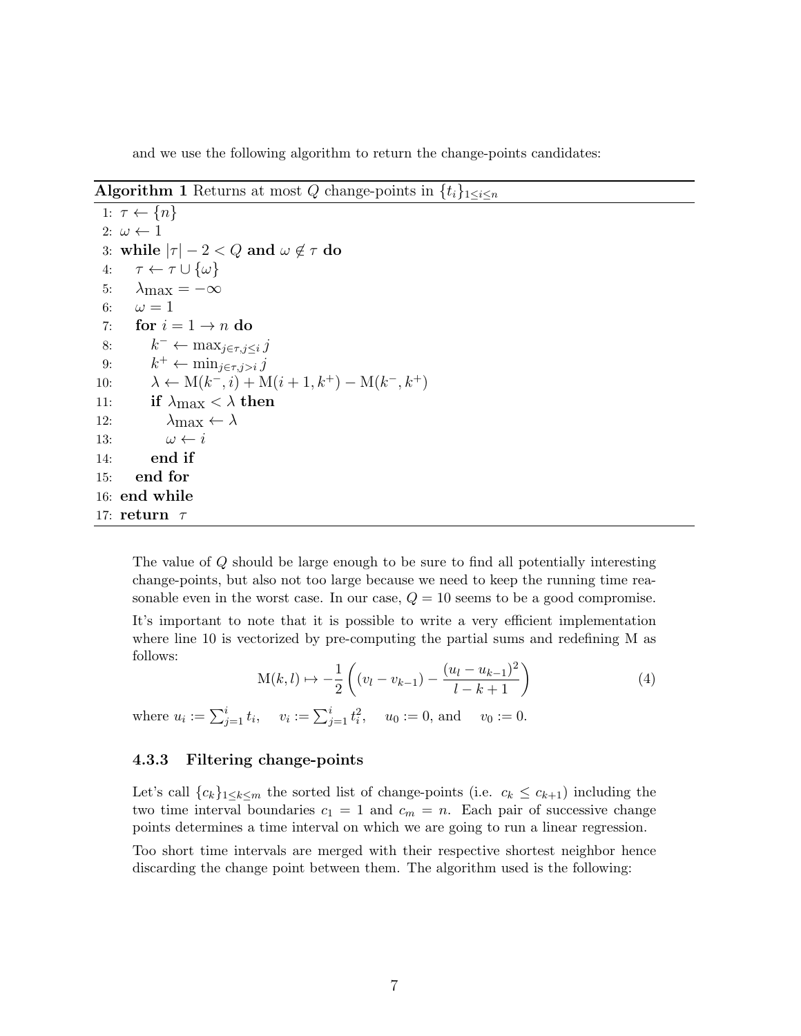and we use the following algorithm to return the change-points candidates:

**Algorithm 1** Returns at most $Q$ change-points in $\{t_i\}_{1\leq i\leq n}$

```
1:  τ ← {n}
2:  ω ← 1
3:  while |τ| − 2 < Q and ω ∉ τ do
4:      τ ← τ ∪ {ω}
5:      λmax = −∞
6:      ω = 1
7:      for i = 1 → n do
8:          k⁻ ← max_{j∈τ, j≤i} j
9:          k⁺ ← min_{j∈τ, j>i} j
10:         λ ← M(k⁻, i) + M(i + 1, k⁺) − M(k⁻, k⁺)
11:         if λmax < λ then
12:             λmax ← λ
13:             ω ← i
14:         end if
15:     end for
16: end while
17: return τ
```

The value of $Q$ should be large enough to be sure to find all potentially interesting change-points, but also not too large because we need to keep the running time reasonable even in the worst case. In our case, $Q = 10$ seems to be a good compromise.

It's important to note that it is possible to write a very efficient implementation where line 10 is vectorized by pre-computing the partial sums and redefining M as follows:

$$\mathrm{M}(k, l) \mapsto -\frac{1}{2}\left((v_l - v_{k-1}) - \frac{(u_l - u_{k-1})^2}{l - k + 1}\right) \tag{4}$$

where $u_i := \sum_{j=1}^{i} t_i$, $\quad v_i := \sum_{j=1}^{i} t_i^2$, $\quad u_0 := 0$, and $\quad v_0 := 0$.

### 4.3.3 Filtering change-points

Let's call $\{c_k\}_{1\leq k\leq m}$ the sorted list of change-points (i.e. $c_k \leq c_{k+1}$) including the two time interval boundaries $c_1 = 1$ and $c_m = n$. Each pair of successive change points determines a time interval on which we are going to run a linear regression.

Too short time intervals are merged with their respective shortest neighbor hence discarding the change point between them. The algorithm used is the following: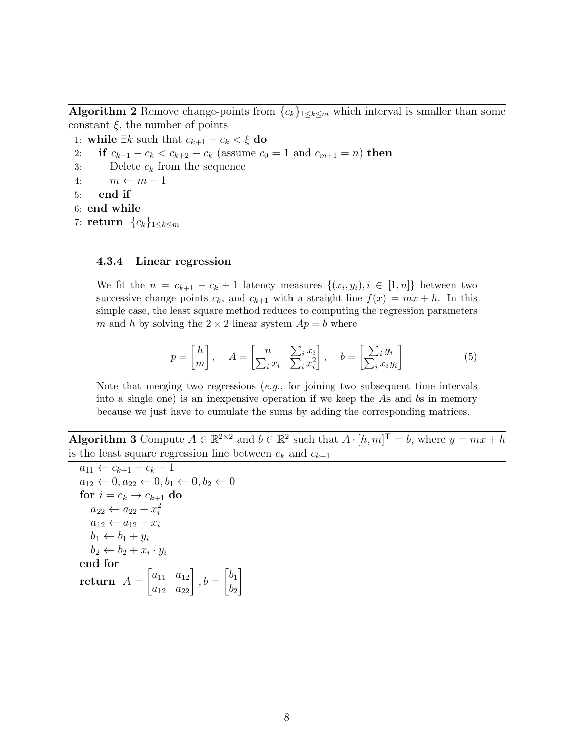**Algorithm 2** Remove change-points from $\{c_k\}_{1 \le k \le m}$ which interval is smaller than some constant $\xi$, the number of points

```
1: while ∃k such that c_{k+1} − c_k < ξ do
2:    if c_{k−1} − c_k < c_{k+2} − c_k (assume c_0 = 1 and c_{m+1} = n) then
3:       Delete c_k from the sequence
4:       m ← m − 1
5:    end if
6: end while
7: return {c_k}_{1≤k≤m}
```

### 4.3.4 Linear regression

We fit the $n = c_{k+1} - c_k + 1$ latency measures $\{(x_i, y_i), i \in [1, n]\}$ between two successive change points $c_k$, and $c_{k+1}$ with a straight line $f(x) = mx + h$. In this simple case, the least square method reduces to computing the regression parameters $m$ and $h$ by solving the $2 \times 2$ linear system $Ap = b$ where

$$p = \begin{bmatrix} h \\ m \end{bmatrix}, \quad A = \begin{bmatrix} n & \sum_i x_i \\ \sum_i x_i & \sum_i x_i^2 \end{bmatrix}, \quad b = \begin{bmatrix} \sum_i y_i \\ \sum_i x_i y_i \end{bmatrix} \tag{5}$$

Note that merging two regressions (*e.g.*, for joining two subsequent time intervals into a single one) is an inexpensive operation if we keep the $A$s and $b$s in memory because we just have to cumulate the sums by adding the corresponding matrices.

**Algorithm 3** Compute $A \in \mathbb{R}^{2 \times 2}$ and $b \in \mathbb{R}^2$ such that $A \cdot [h, m]^\intercal = b$, where $y = mx + h$ is the least square regression line between $c_k$ and $c_{k+1}$

```
a_11 ← c_{k+1} − c_k + 1
a_12 ← 0, a_22 ← 0, b_1 ← 0, b_2 ← 0
for i = c_k → c_{k+1} do
   a_22 ← a_22 + x_i^2
   a_12 ← a_12 + x_i
   b_1 ← b_1 + y_i
   b_2 ← b_2 + x_i · y_i
end for
return A = [[a_11, a_12], [a_12, a_22]], b = [b_1, b_2]
```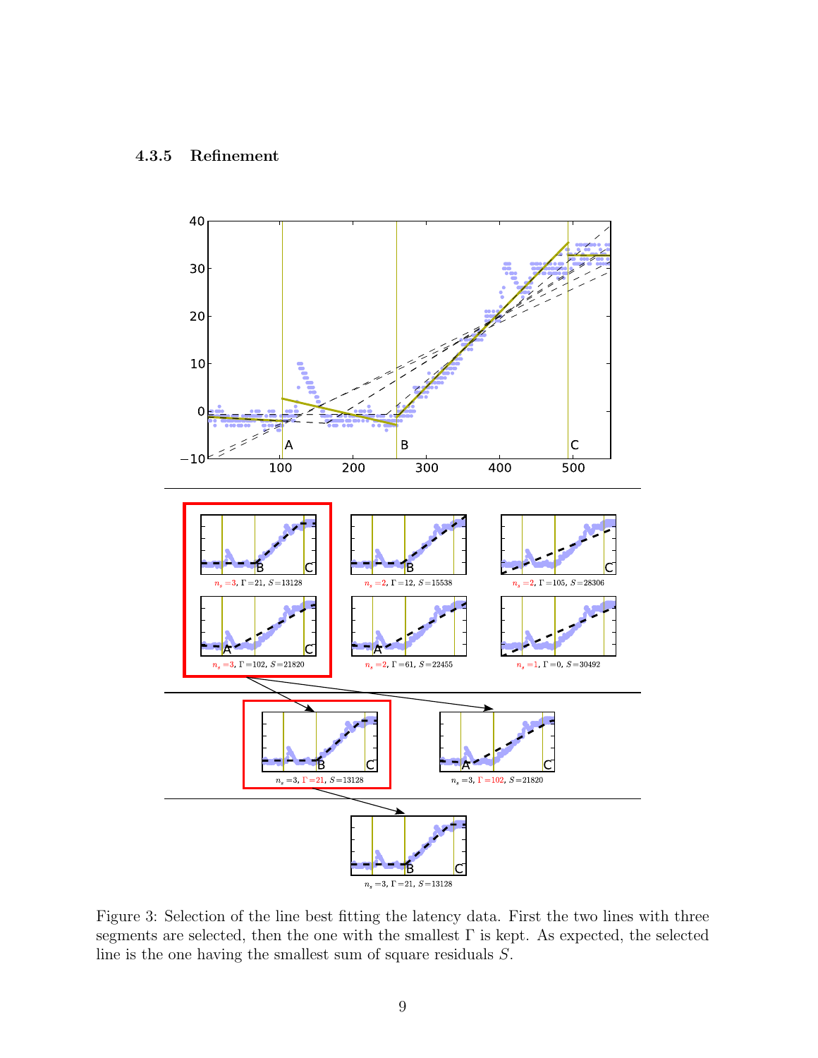### 4.3.5 Refinement

Figure 3: Selection of the line best fitting the latency data. First the two lines with three segments are selected, then the one with the smallest $\Gamma$ is kept. As expected, the selected line is the one having the smallest sum of square residuals $S$.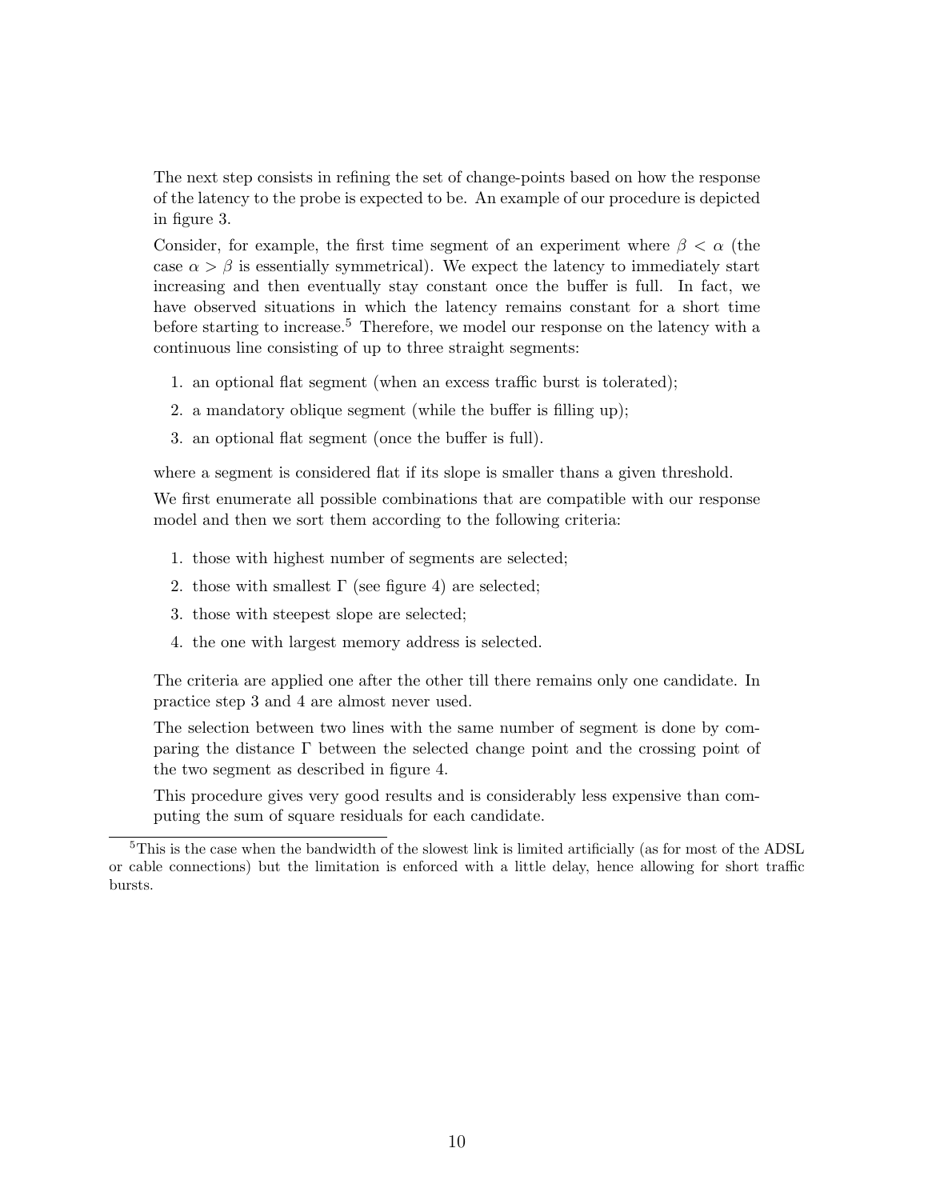The next step consists in refining the set of change-points based on how the response of the latency to the probe is expected to be. An example of our procedure is depicted in figure 3.

Consider, for example, the first time segment of an experiment where $\beta < \alpha$ (the case $\alpha > \beta$ is essentially symmetrical). We expect the latency to immediately start increasing and then eventually stay constant once the buffer is full. In fact, we have observed situations in which the latency remains constant for a short time before starting to increase.[5] Therefore, we model our response on the latency with a continuous line consisting of up to three straight segments:

1. an optional flat segment (when an excess traffic burst is tolerated);
2. a mandatory oblique segment (while the buffer is filling up);
3. an optional flat segment (once the buffer is full).

where a segment is considered flat if its slope is smaller thans a given threshold.

We first enumerate all possible combinations that are compatible with our response model and then we sort them according to the following criteria:

1. those with highest number of segments are selected;
2. those with smallest $\Gamma$ (see figure 4) are selected;
3. those with steepest slope are selected;
4. the one with largest memory address is selected.

The criteria are applied one after the other till there remains only one candidate. In practice step 3 and 4 are almost never used.

The selection between two lines with the same number of segment is done by comparing the distance $\Gamma$ between the selected change point and the crossing point of the two segment as described in figure 4.

This procedure gives very good results and is considerably less expensive than computing the sum of square residuals for each candidate.

[5] This is the case when the bandwidth of the slowest link is limited artificially (as for most of the ADSL or cable connections) but the limitation is enforced with a little delay, hence allowing for short traffic bursts.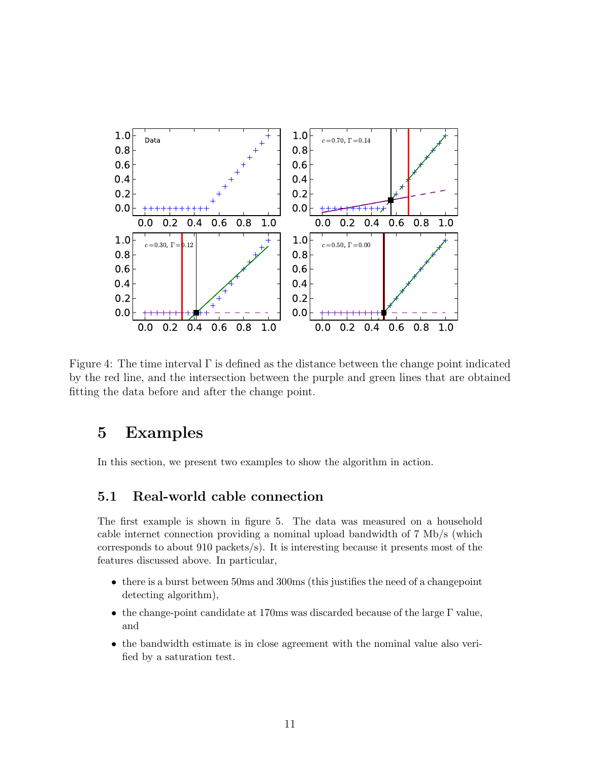Figure 4: The time interval $\Gamma$ is defined as the distance between the change point indicated by the red line, and the intersection between the purple and green lines that are obtained fitting the data before and after the change point.

## 5 Examples

In this section, we present two examples to show the algorithm in action.

### 5.1 Real-world cable connection

The first example is shown in figure 5. The data was measured on a household cable internet connection providing a nominal upload bandwidth of 7 Mb/s (which corresponds to about 910 packets/s). It is interesting because it presents most of the features discussed above. In particular,

- there is a burst between 50ms and 300ms (this justifies the need of a changepoint detecting algorithm),
- the change-point candidate at 170ms was discarded because of the large $\Gamma$ value, and
- the bandwidth estimate is in close agreement with the nominal value also verified by a saturation test.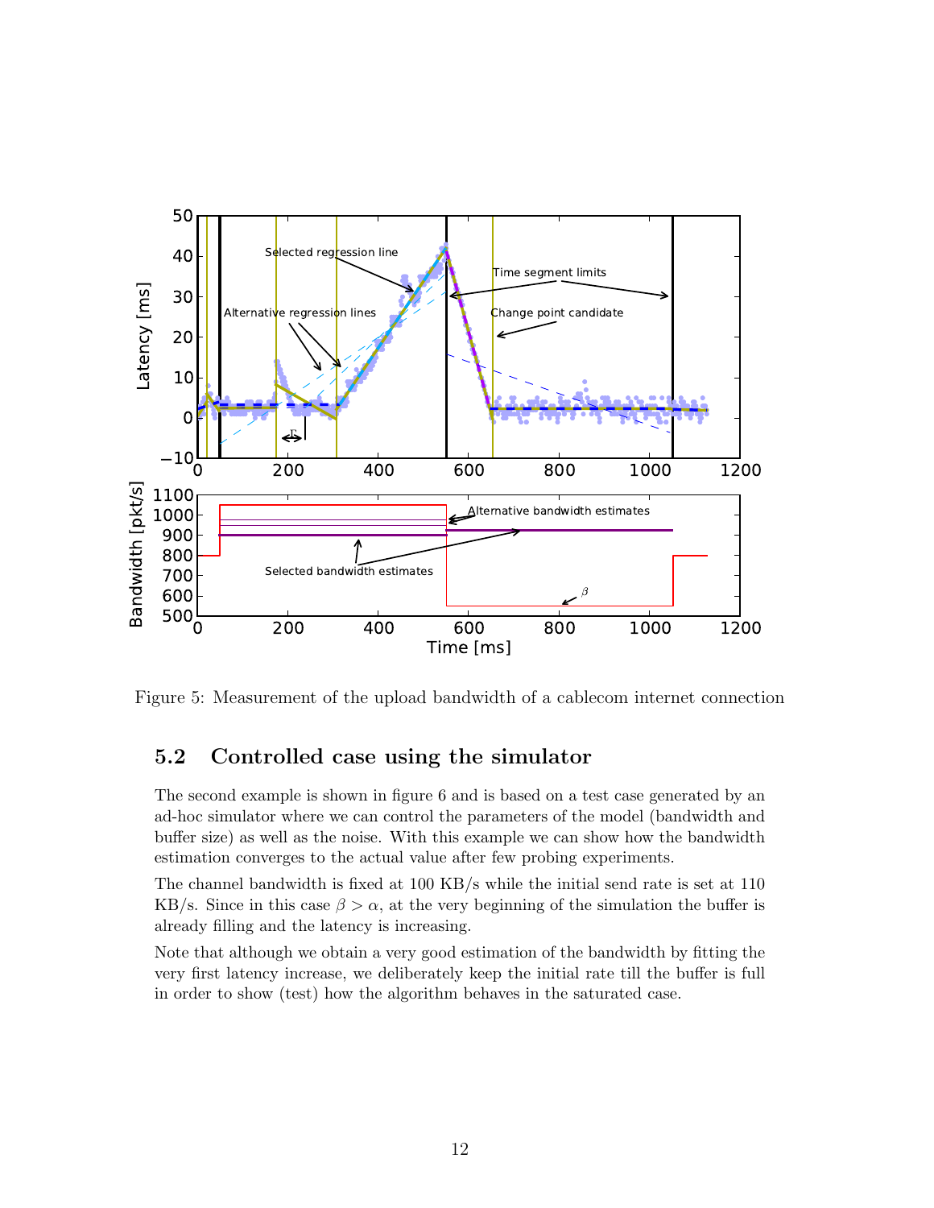Figure 5: Measurement of the upload bandwidth of a cablecom internet connection

## 5.2 Controlled case using the simulator

The second example is shown in figure 6 and is based on a test case generated by an ad-hoc simulator where we can control the parameters of the model (bandwidth and buffer size) as well as the noise. With this example we can show how the bandwidth estimation converges to the actual value after few probing experiments.

The channel bandwidth is fixed at 100 KB/s while the initial send rate is set at 110 KB/s. Since in this case $\beta > \alpha$, at the very beginning of the simulation the buffer is already filling and the latency is increasing.

Note that although we obtain a very good estimation of the bandwidth by fitting the very first latency increase, we deliberately keep the initial rate till the buffer is full in order to show (test) how the algorithm behaves in the saturated case.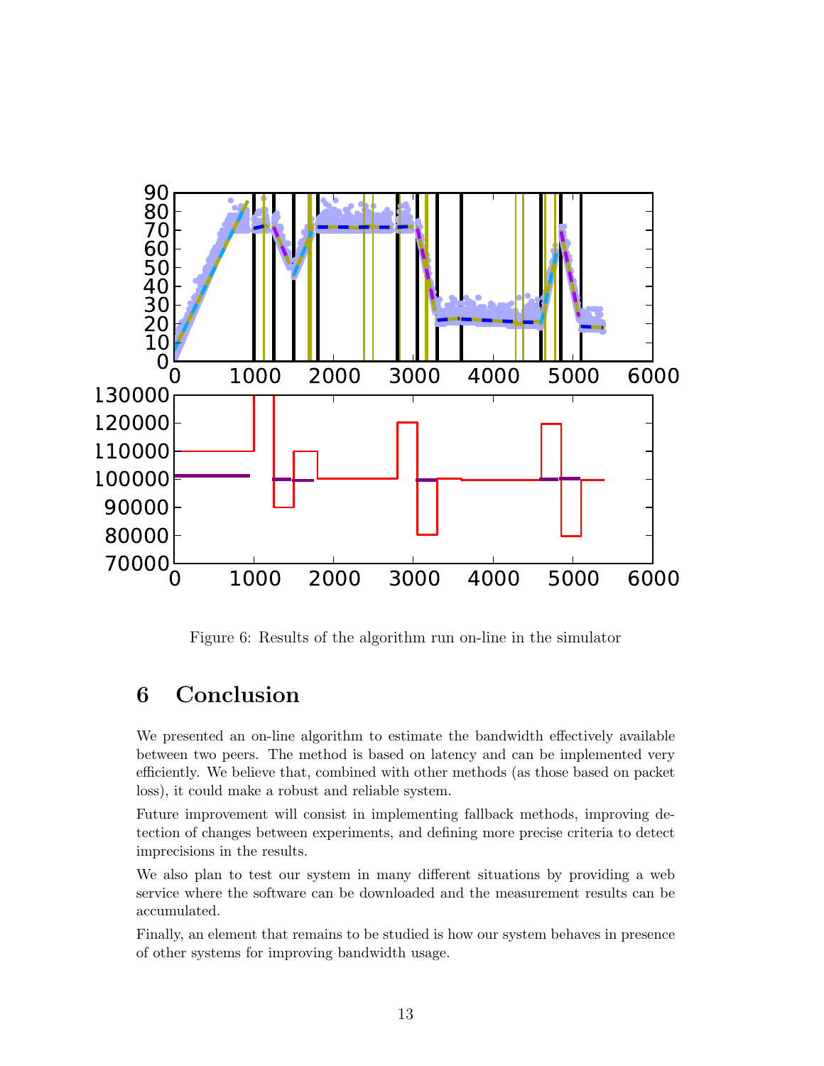Figure 6: Results of the algorithm run on-line in the simulator

## 6 Conclusion

We presented an on-line algorithm to estimate the bandwidth effectively available between two peers. The method is based on latency and can be implemented very efficiently. We believe that, combined with other methods (as those based on packet loss), it could make a robust and reliable system.

Future improvement will consist in implementing fallback methods, improving detection of changes between experiments, and defining more precise criteria to detect imprecisions in the results.

We also plan to test our system in many different situations by providing a web service where the software can be downloaded and the measurement results can be accumulated.

Finally, an element that remains to be studied is how our system behaves in presence of other systems for improving bandwidth usage.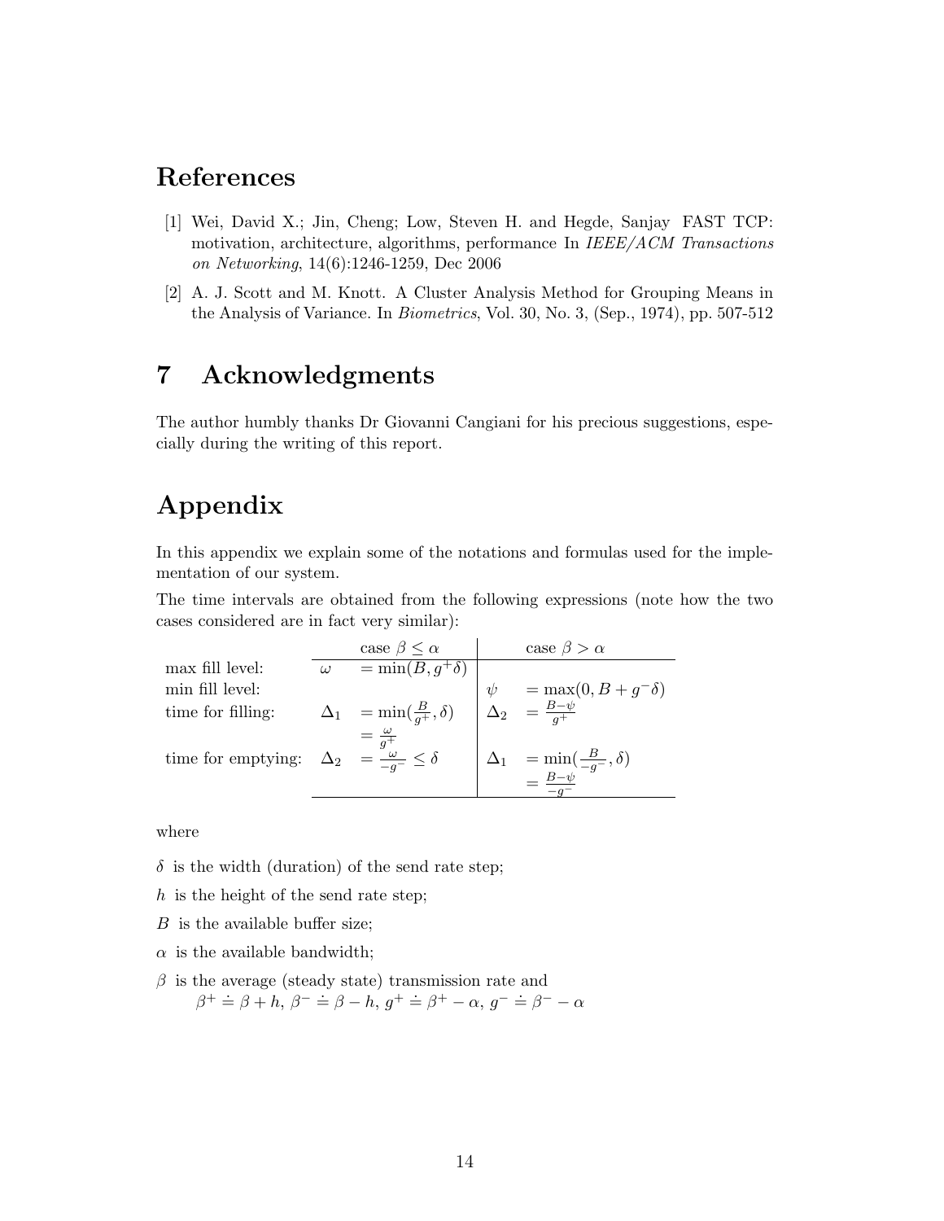# References

[1] Wei, David X.; Jin, Cheng; Low, Steven H. and Hegde, Sanjay FAST TCP: motivation, architecture, algorithms, performance In *IEEE/ACM Transactions on Networking*, 14(6):1246-1259, Dec 2006

[2] A. J. Scott and M. Knott. A Cluster Analysis Method for Grouping Means in the Analysis of Variance. In *Biometrics*, Vol. 30, No. 3, (Sep., 1974), pp. 507-512

# 7 Acknowledgments

The author humbly thanks Dr Giovanni Cangiani for his precious suggestions, especially during the writing of this report.

# Appendix

In this appendix we explain some of the notations and formulas used for the implementation of our system.

The time intervals are obtained from the following expressions (note how the two cases considered are in fact very similar):

| | case $\beta \leq \alpha$ | | case $\beta > \alpha$ | |
|---|---|---|---|---|
| max fill level: | $\omega$ | $= \min(B, g^{+}\delta)$ | | |
| min fill level: | | | $\psi$ | $= \max(0, B + g^{-}\delta)$ |
| time for filling: | $\Delta_1$ | $= \min(\frac{B}{g^{+}}, \delta)$ $= \frac{\omega}{g^{+}}$ | $\Delta_2$ | $= \frac{B-\psi}{g^{+}}$ |
| time for emptying: | $\Delta_2$ | $= \frac{\omega}{-g^{-}} \leq \delta$ | $\Delta_1$ | $= \min(\frac{B}{-g^{-}}, \delta)$ $= \frac{B-\psi}{-g^{-}}$ |

where

$\delta$ is the width (duration) of the send rate step;

$h$ is the height of the send rate step;

$B$ is the available buffer size;

$\alpha$ is the available bandwidth;

$\beta$ is the average (steady state) transmission rate and
$\beta^{+} \doteq \beta + h$, $\beta^{-} \doteq \beta - h$, $g^{+} \doteq \beta^{+} - \alpha$, $g^{-} \doteq \beta^{-} - \alpha$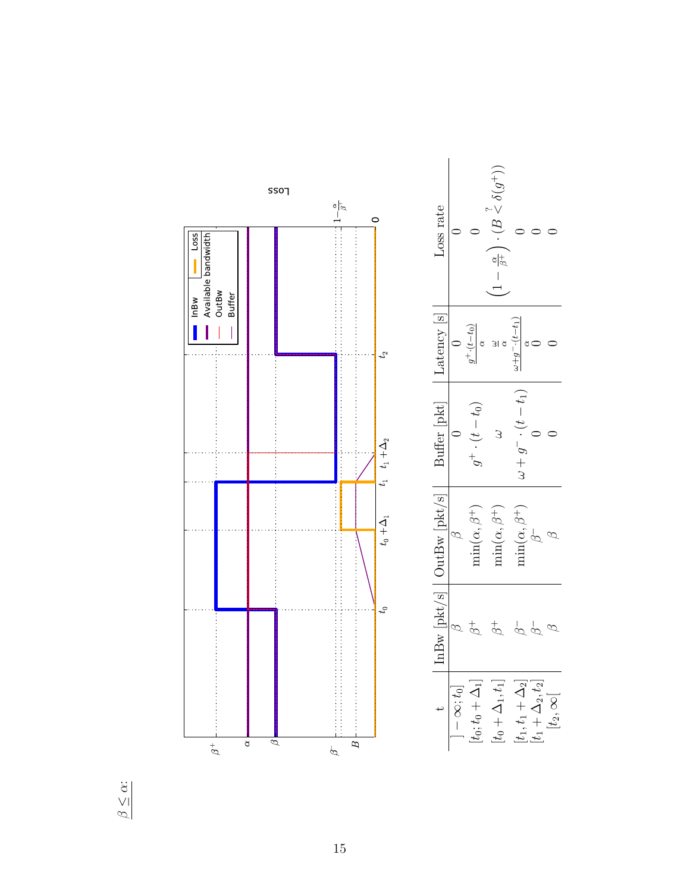$\beta \leq \alpha$:

| t | InBw [pkt/s] | OutBw [pkt/s] | Buffer [pkt] | Latency [s] | Loss rate |
|---|---|---|---|---|---|
| $]-\infty; t_0]$ | $\beta$ | $\beta$ | 0 | 0 | 0 |
| $[t_0; t_0+\Delta_1]$ | $\beta^+$ | $\min(\alpha, \beta^+)$ | $g^+ \cdot (t - t_0)$ | $\frac{g^+ \cdot (t-t_0)}{\alpha}$ | 0 |
| $[t_0+\Delta_1, t_1]$ | $\beta^+$ | $\min(\alpha, \beta^+)$ | $\omega$ | $\frac{\omega}{\alpha}$ | $\left(1 - \frac{\alpha}{\beta^+}\right) \cdot (B \overset{?}{<} \delta(g^+))$ |
| $[t_1, t_1+\Delta_2]$ | $\beta^-$ | $\min(\alpha, \beta^+)$ | $\omega + g^- \cdot (t - t_1)$ | $\frac{\omega + g^- \cdot (t-t_1)}{\alpha}$ | 0 |
| $[t_1+\Delta_2, t_2]$ | $\beta^-$ | $\beta^-$ | 0 | 0 | 0 |
| $[t_2, \infty[$ | $\beta$ | $\beta$ | 0 | 0 | 0 |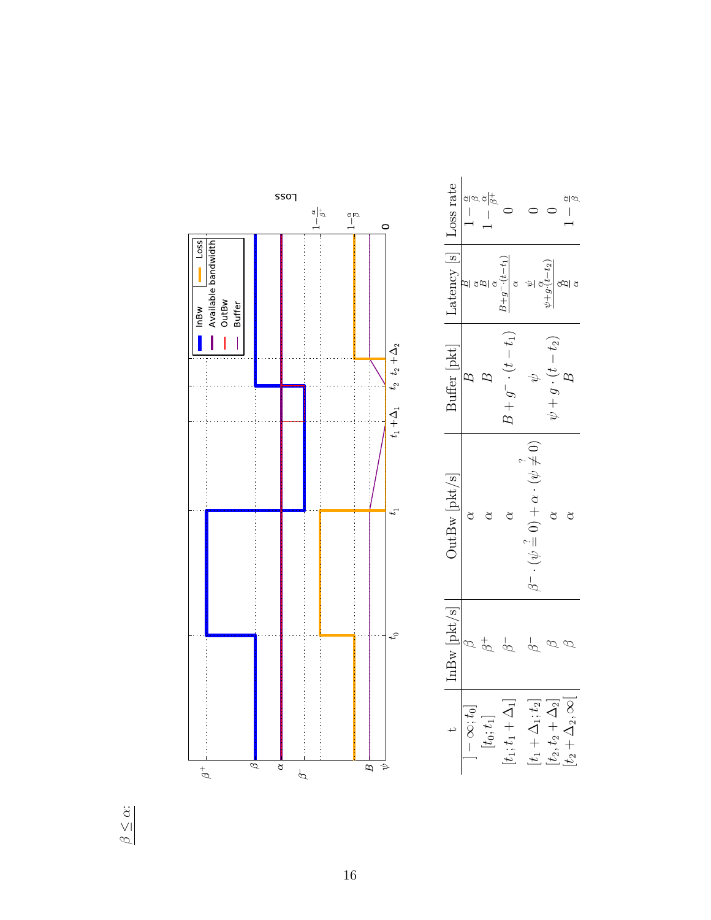$\underline{\beta \leq \alpha}$:

InBw
Available bandwidth
OutBw
Buffer
Loss

$\beta^+$
$\beta$
$\alpha$
$\beta^-$
$B$
$\psi$

$t_0$
$t_1$
$t_1+\Delta_1$
$t_2$
$t_2+\Delta_2$

Loss
$1-\frac{\alpha}{\beta^+}$
$1-\frac{\alpha}{\beta}$
0

| t | InBw [pkt/s] | OutBw [pkt/s] | Buffer [pkt] | Latency [s] | Loss rate |
|---|---|---|---|---|---|
| $]-\infty; t_0]$ | $\beta$ | $\alpha$ | $B$ | $\frac{B}{\alpha}$ | $1-\frac{\alpha}{\beta}$ |
| $[t_0; t_1]$ | $\beta^+$ | $\alpha$ | $B$ | $\frac{B}{\alpha}$ | $1-\frac{\alpha}{\beta^+}$ |
| $[t_1; t_1+\Delta_1]$ | $\beta^-$ | $\alpha$ | $B+g^-\cdot(t-t_1)$ | $\frac{B+g^-\cdot(t-t_1)}{\alpha}$ | $0$ |
| $[t_1+\Delta_1; t_2]$ | $\beta^-$ | $\beta^-\cdot(\psi \stackrel{?}{=} 0)+\alpha\cdot(\psi \stackrel{?}{\neq} 0)$ | $\psi$ | $\frac{\psi}{\alpha}$ | $0$ |
| $[t_2, t_2+\Delta_2]$ | $\beta$ | $\alpha$ | $\psi+g\cdot(t-t_2)$ | $\frac{\psi+g\cdot(t-t_2)}{\alpha}$ | $0$ |
| $[t_2+\Delta_2, \infty[$ | $\beta$ | $\alpha$ | $B$ | $\frac{B}{\alpha}$ | $1-\frac{\alpha}{\beta}$ |